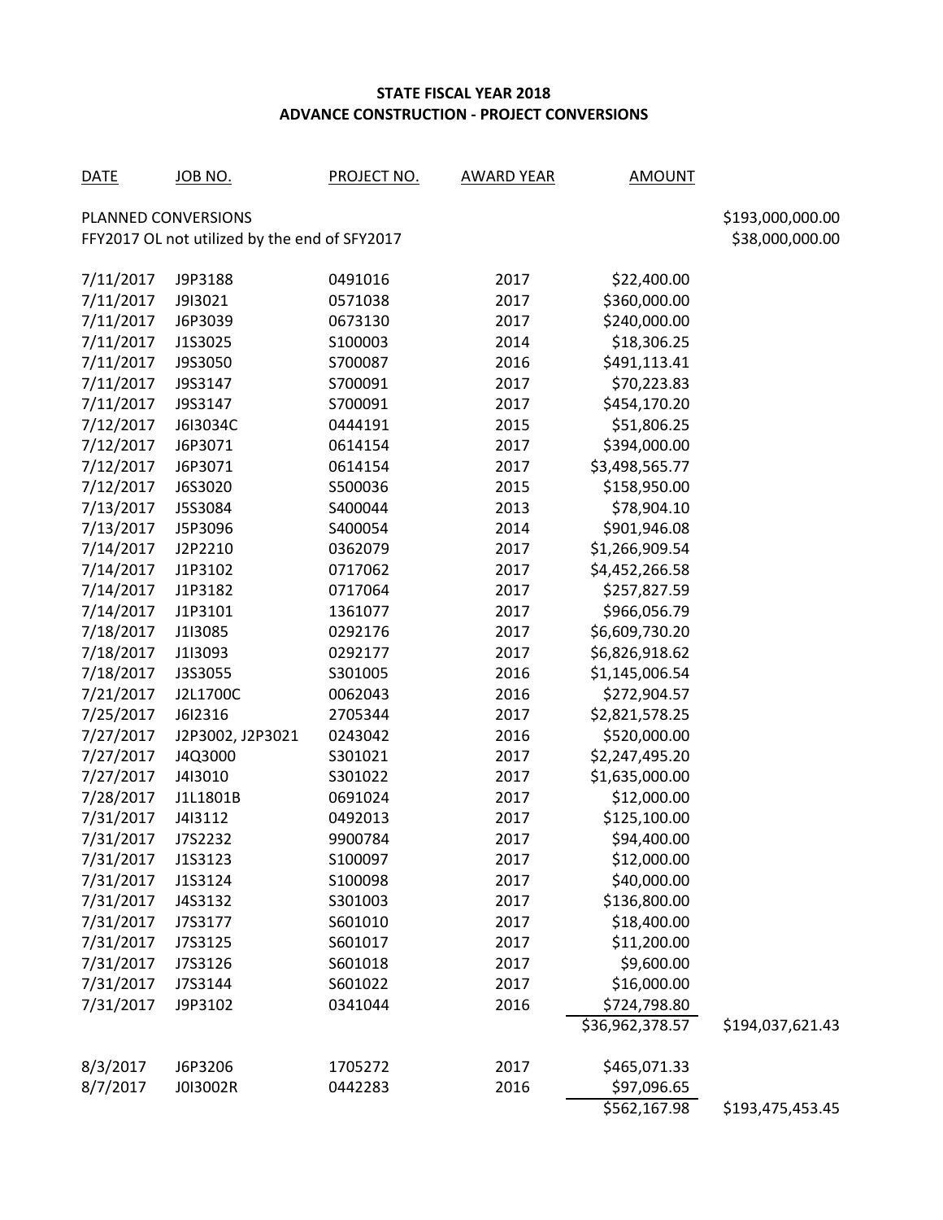**STATE FISCAL YEAR 2018**
**ADVANCE CONSTRUCTION - PROJECT CONVERSIONS**

| DATE | JOB NO. | PROJECT NO. | AWARD YEAR | AMOUNT | |
|---|---|---|---|---|---|
| PLANNED CONVERSIONS | | | | | $193,000,000.00 |
| FFY2017 OL not utilized by the end of SFY2017 | | | | | $38,000,000.00 |
| 7/11/2017 | J9P3188 | 0491016 | 2017 | $22,400.00 | |
| 7/11/2017 | J9I3021 | 0571038 | 2017 | $360,000.00 | |
| 7/11/2017 | J6P3039 | 0673130 | 2017 | $240,000.00 | |
| 7/11/2017 | J1S3025 | S100003 | 2014 | $18,306.25 | |
| 7/11/2017 | J9S3050 | S700087 | 2016 | $491,113.41 | |
| 7/11/2017 | J9S3147 | S700091 | 2017 | $70,223.83 | |
| 7/11/2017 | J9S3147 | S700091 | 2017 | $454,170.20 | |
| 7/12/2017 | J6I3034C | 0444191 | 2015 | $51,806.25 | |
| 7/12/2017 | J6P3071 | 0614154 | 2017 | $394,000.00 | |
| 7/12/2017 | J6P3071 | 0614154 | 2017 | $3,498,565.77 | |
| 7/12/2017 | J6S3020 | S500036 | 2015 | $158,950.00 | |
| 7/13/2017 | J5S3084 | S400044 | 2013 | $78,904.10 | |
| 7/13/2017 | J5P3096 | S400054 | 2014 | $901,946.08 | |
| 7/14/2017 | J2P2210 | 0362079 | 2017 | $1,266,909.54 | |
| 7/14/2017 | J1P3102 | 0717062 | 2017 | $4,452,266.58 | |
| 7/14/2017 | J1P3182 | 0717064 | 2017 | $257,827.59 | |
| 7/14/2017 | J1P3101 | 1361077 | 2017 | $966,056.79 | |
| 7/18/2017 | J1I3085 | 0292176 | 2017 | $6,609,730.20 | |
| 7/18/2017 | J1I3093 | 0292177 | 2017 | $6,826,918.62 | |
| 7/18/2017 | J3S3055 | S301005 | 2016 | $1,145,006.54 | |
| 7/21/2017 | J2L1700C | 0062043 | 2016 | $272,904.57 | |
| 7/25/2017 | J6I2316 | 2705344 | 2017 | $2,821,578.25 | |
| 7/27/2017 | J2P3002, J2P3021 | 0243042 | 2016 | $520,000.00 | |
| 7/27/2017 | J4Q3000 | S301021 | 2017 | $2,247,495.20 | |
| 7/27/2017 | J4I3010 | S301022 | 2017 | $1,635,000.00 | |
| 7/28/2017 | J1L1801B | 0691024 | 2017 | $12,000.00 | |
| 7/31/2017 | J4I3112 | 0492013 | 2017 | $125,100.00 | |
| 7/31/2017 | J7S2232 | 9900784 | 2017 | $94,400.00 | |
| 7/31/2017 | J1S3123 | S100097 | 2017 | $12,000.00 | |
| 7/31/2017 | J1S3124 | S100098 | 2017 | $40,000.00 | |
| 7/31/2017 | J4S3132 | S301003 | 2017 | $136,800.00 | |
| 7/31/2017 | J7S3177 | S601010 | 2017 | $18,400.00 | |
| 7/31/2017 | J7S3125 | S601017 | 2017 | $11,200.00 | |
| 7/31/2017 | J7S3126 | S601018 | 2017 | $9,600.00 | |
| 7/31/2017 | J7S3144 | S601022 | 2017 | $16,000.00 | |
| 7/31/2017 | J9P3102 | 0341044 | 2016 | $724,798.80 | |
| | | | | $36,962,378.57 | $194,037,621.43 |
| 8/3/2017 | J6P3206 | 1705272 | 2017 | $465,071.33 | |
| 8/7/2017 | J0I3002R | 0442283 | 2016 | $97,096.65 | |
| | | | | $562,167.98 | $193,475,453.45 |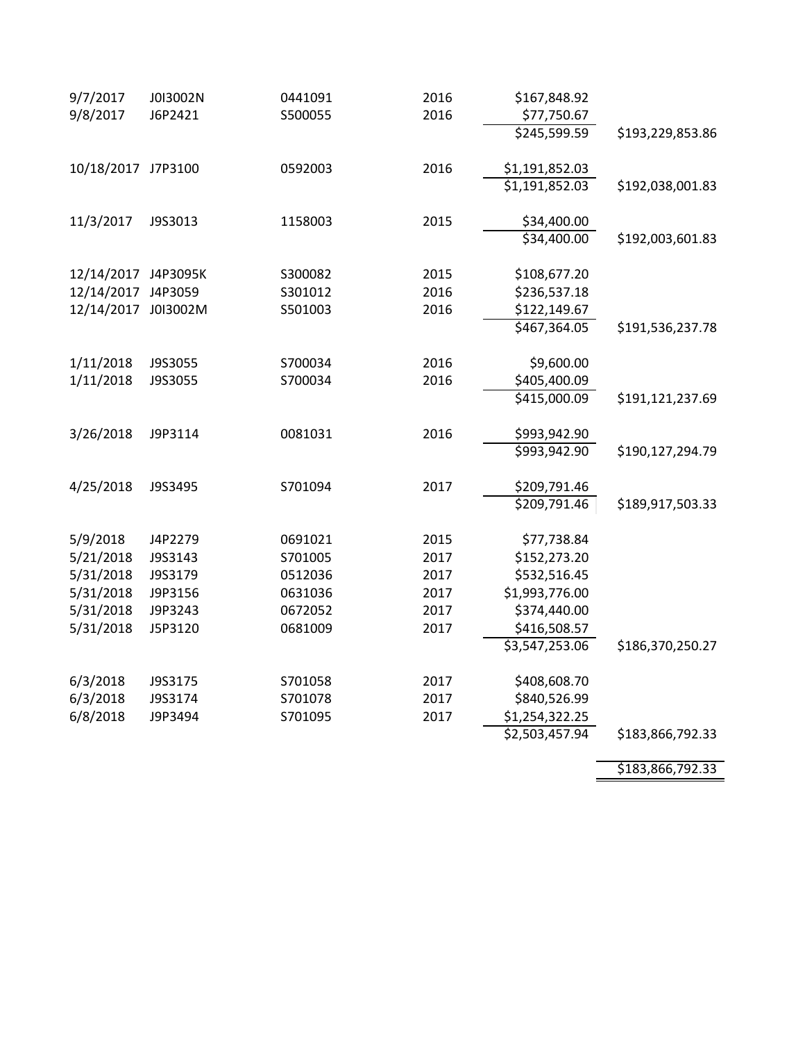| | | | | | |
|---|---|---|---|---|---|
| 9/7/2017 | J0I3002N | 0441091 | 2016 | $167,848.92 | |
| 9/8/2017 | J6P2421 | S500055 | 2016 | $77,750.67 | |
| | | | | $245,599.59 | $193,229,853.86 |
| 10/18/2017 | J7P3100 | 0592003 | 2016 | $1,191,852.03 | |
| | | | | $1,191,852.03 | $192,038,001.83 |
| 11/3/2017 | J9S3013 | 1158003 | 2015 | $34,400.00 | |
| | | | | $34,400.00 | $192,003,601.83 |
| 12/14/2017 | J4P3095K | S300082 | 2015 | $108,677.20 | |
| 12/14/2017 | J4P3059 | S301012 | 2016 | $236,537.18 | |
| 12/14/2017 | J0I3002M | S501003 | 2016 | $122,149.67 | |
| | | | | $467,364.05 | $191,536,237.78 |
| 1/11/2018 | J9S3055 | S700034 | 2016 | $9,600.00 | |
| 1/11/2018 | J9S3055 | S700034 | 2016 | $405,400.09 | |
| | | | | $415,000.09 | $191,121,237.69 |
| 3/26/2018 | J9P3114 | 0081031 | 2016 | $993,942.90 | |
| | | | | $993,942.90 | $190,127,294.79 |
| 4/25/2018 | J9S3495 | S701094 | 2017 | $209,791.46 | |
| | | | | $209,791.46 | $189,917,503.33 |
| 5/9/2018 | J4P2279 | 0691021 | 2015 | $77,738.84 | |
| 5/21/2018 | J9S3143 | S701005 | 2017 | $152,273.20 | |
| 5/31/2018 | J9S3179 | 0512036 | 2017 | $532,516.45 | |
| 5/31/2018 | J9P3156 | 0631036 | 2017 | $1,993,776.00 | |
| 5/31/2018 | J9P3243 | 0672052 | 2017 | $374,440.00 | |
| 5/31/2018 | J5P3120 | 0681009 | 2017 | $416,508.57 | |
| | | | | $3,547,253.06 | $186,370,250.27 |
| 6/3/2018 | J9S3175 | S701058 | 2017 | $408,608.70 | |
| 6/3/2018 | J9S3174 | S701078 | 2017 | $840,526.99 | |
| 6/8/2018 | J9P3494 | S701095 | 2017 | $1,254,322.25 | |
| | | | | $2,503,457.94 | $183,866,792.33 |
| | | | | | $183,866,792.33 |